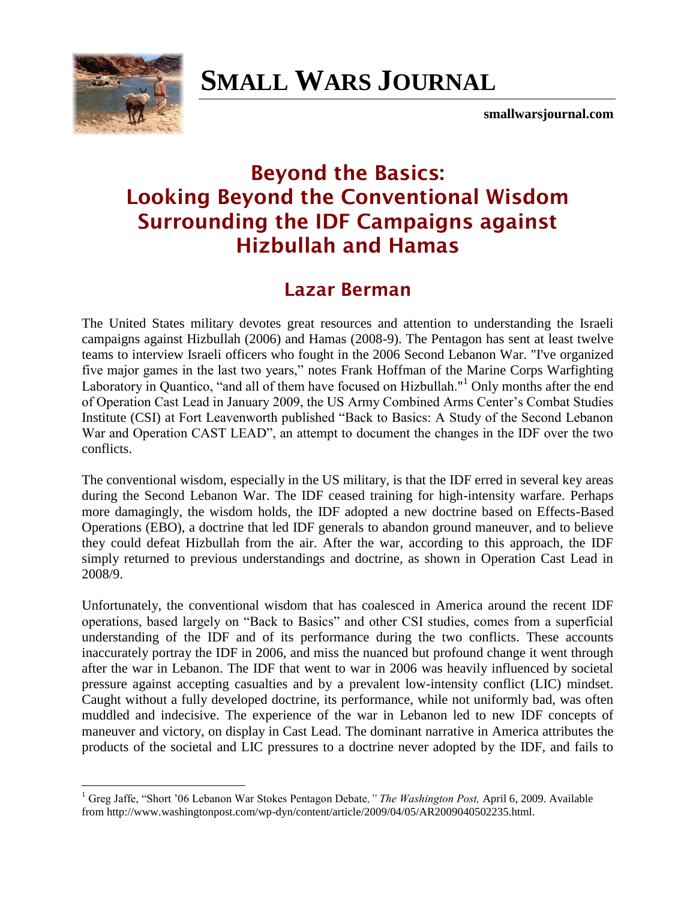# SMALL WARS JOURNAL

smallwarsjournal.com

## Beyond the Basics: Looking Beyond the Conventional Wisdom Surrounding the IDF Campaigns against Hizbullah and Hamas

### Lazar Berman

The United States military devotes great resources and attention to understanding the Israeli campaigns against Hizbullah (2006) and Hamas (2008-9). The Pentagon has sent at least twelve teams to interview Israeli officers who fought in the 2006 Second Lebanon War. "I've organized five major games in the last two years," notes Frank Hoffman of the Marine Corps Warfighting Laboratory in Quantico, "and all of them have focused on Hizbullah."[1] Only months after the end of Operation Cast Lead in January 2009, the US Army Combined Arms Center's Combat Studies Institute (CSI) at Fort Leavenworth published "Back to Basics: A Study of the Second Lebanon War and Operation CAST LEAD", an attempt to document the changes in the IDF over the two conflicts.

The conventional wisdom, especially in the US military, is that the IDF erred in several key areas during the Second Lebanon War. The IDF ceased training for high-intensity warfare. Perhaps more damagingly, the wisdom holds, the IDF adopted a new doctrine based on Effects-Based Operations (EBO), a doctrine that led IDF generals to abandon ground maneuver, and to believe they could defeat Hizbullah from the air. After the war, according to this approach, the IDF simply returned to previous understandings and doctrine, as shown in Operation Cast Lead in 2008/9.

Unfortunately, the conventional wisdom that has coalesced in America around the recent IDF operations, based largely on "Back to Basics" and other CSI studies, comes from a superficial understanding of the IDF and of its performance during the two conflicts. These accounts inaccurately portray the IDF in 2006, and miss the nuanced but profound change it went through after the war in Lebanon. The IDF that went to war in 2006 was heavily influenced by societal pressure against accepting casualties and by a prevalent low-intensity conflict (LIC) mindset. Caught without a fully developed doctrine, its performance, while not uniformly bad, was often muddled and indecisive. The experience of the war in Lebanon led to new IDF concepts of maneuver and victory, on display in Cast Lead. The dominant narrative in America attributes the products of the societal and LIC pressures to a doctrine never adopted by the IDF, and fails to

[1] Greg Jaffe, "Short '06 Lebanon War Stokes Pentagon Debate*," The Washington Post,* April 6, 2009. Available from http://www.washingtonpost.com/wp-dyn/content/article/2009/04/05/AR2009040502235.html.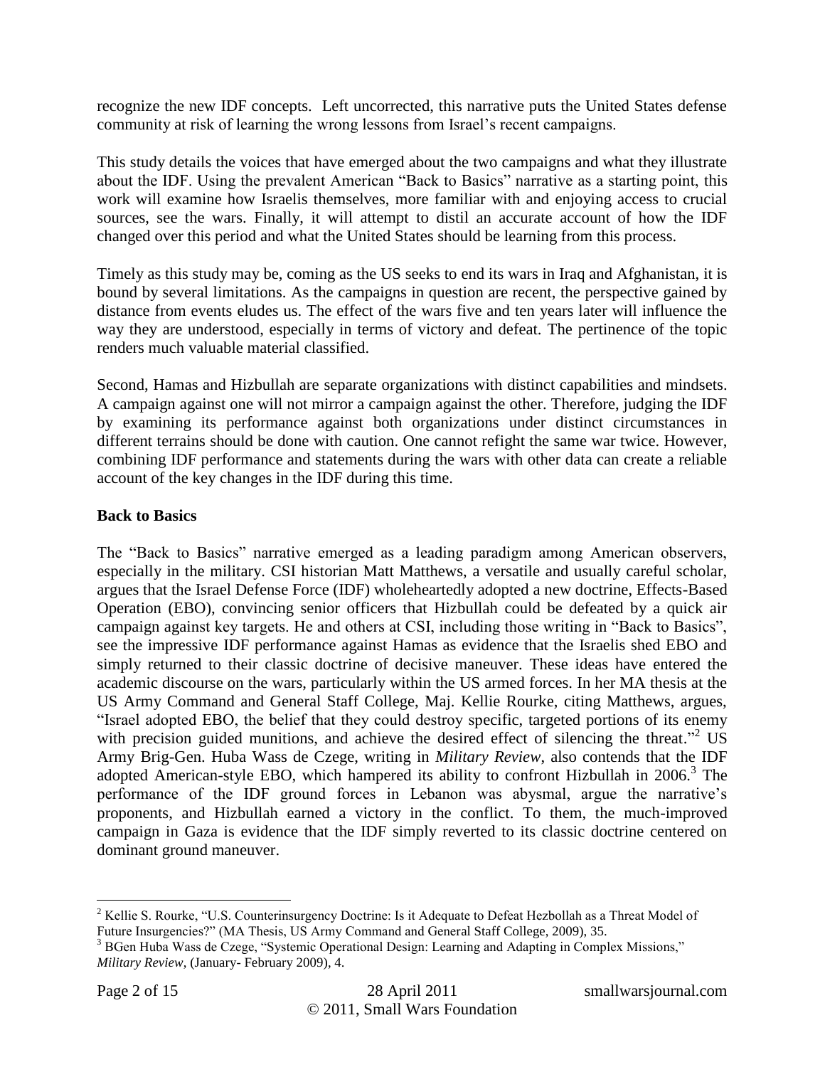recognize the new IDF concepts. Left uncorrected, this narrative puts the United States defense community at risk of learning the wrong lessons from Israel's recent campaigns.

This study details the voices that have emerged about the two campaigns and what they illustrate about the IDF. Using the prevalent American "Back to Basics" narrative as a starting point, this work will examine how Israelis themselves, more familiar with and enjoying access to crucial sources, see the wars. Finally, it will attempt to distil an accurate account of how the IDF changed over this period and what the United States should be learning from this process.

Timely as this study may be, coming as the US seeks to end its wars in Iraq and Afghanistan, it is bound by several limitations. As the campaigns in question are recent, the perspective gained by distance from events eludes us. The effect of the wars five and ten years later will influence the way they are understood, especially in terms of victory and defeat. The pertinence of the topic renders much valuable material classified.

Second, Hamas and Hizbullah are separate organizations with distinct capabilities and mindsets. A campaign against one will not mirror a campaign against the other. Therefore, judging the IDF by examining its performance against both organizations under distinct circumstances in different terrains should be done with caution. One cannot refight the same war twice. However, combining IDF performance and statements during the wars with other data can create a reliable account of the key changes in the IDF during this time.

**Back to Basics**

The "Back to Basics" narrative emerged as a leading paradigm among American observers, especially in the military. CSI historian Matt Matthews, a versatile and usually careful scholar, argues that the Israel Defense Force (IDF) wholeheartedly adopted a new doctrine, Effects-Based Operation (EBO), convincing senior officers that Hizbullah could be defeated by a quick air campaign against key targets. He and others at CSI, including those writing in "Back to Basics", see the impressive IDF performance against Hamas as evidence that the Israelis shed EBO and simply returned to their classic doctrine of decisive maneuver. These ideas have entered the academic discourse on the wars, particularly within the US armed forces. In her MA thesis at the US Army Command and General Staff College, Maj. Kellie Rourke, citing Matthews, argues, "Israel adopted EBO, the belief that they could destroy specific, targeted portions of its enemy with precision guided munitions, and achieve the desired effect of silencing the threat."[2] US Army Brig-Gen. Huba Wass de Czege, writing in *Military Review*, also contends that the IDF adopted American-style EBO, which hampered its ability to confront Hizbullah in 2006.[3] The performance of the IDF ground forces in Lebanon was abysmal, argue the narrative's proponents, and Hizbullah earned a victory in the conflict. To them, the much-improved campaign in Gaza is evidence that the IDF simply reverted to its classic doctrine centered on dominant ground maneuver.

---

[2] Kellie S. Rourke, "U.S. Counterinsurgency Doctrine: Is it Adequate to Defeat Hezbollah as a Threat Model of Future Insurgencies?" (MA Thesis, US Army Command and General Staff College, 2009), 35.

[3] BGen Huba Wass de Czege, "Systemic Operational Design: Learning and Adapting in Complex Missions," *Military Review*, (January- February 2009), 4.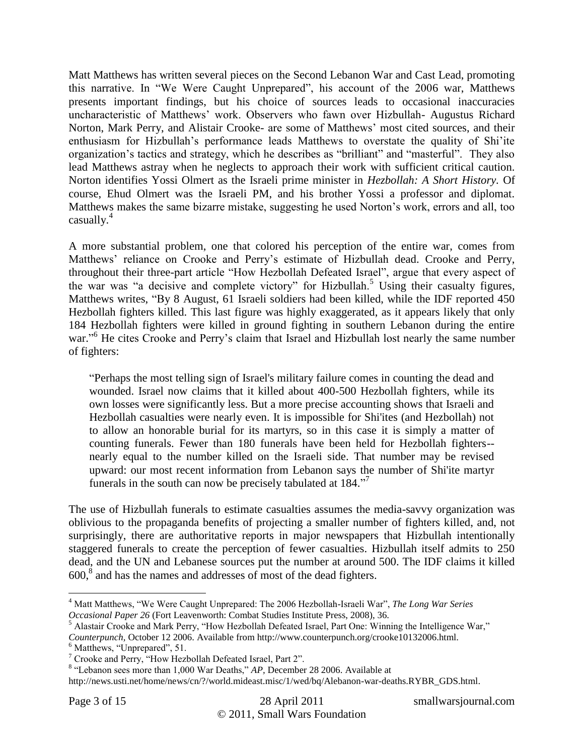Matt Matthews has written several pieces on the Second Lebanon War and Cast Lead, promoting this narrative. In "We Were Caught Unprepared", his account of the 2006 war, Matthews presents important findings, but his choice of sources leads to occasional inaccuracies uncharacteristic of Matthews' work. Observers who fawn over Hizbullah- Augustus Richard Norton, Mark Perry, and Alistair Crooke- are some of Matthews' most cited sources, and their enthusiasm for Hizbullah's performance leads Matthews to overstate the quality of Shi'ite organization's tactics and strategy, which he describes as "brilliant" and "masterful". They also lead Matthews astray when he neglects to approach their work with sufficient critical caution. Norton identifies Yossi Olmert as the Israeli prime minister in *Hezbollah: A Short History*. Of course, Ehud Olmert was the Israeli PM, and his brother Yossi a professor and diplomat. Matthews makes the same bizarre mistake, suggesting he used Norton's work, errors and all, too casually.[4]

A more substantial problem, one that colored his perception of the entire war, comes from Matthews' reliance on Crooke and Perry's estimate of Hizbullah dead. Crooke and Perry, throughout their three-part article "How Hezbollah Defeated Israel", argue that every aspect of the war was "a decisive and complete victory" for Hizbullah.[5] Using their casualty figures, Matthews writes, "By 8 August, 61 Israeli soldiers had been killed, while the IDF reported 450 Hezbollah fighters killed. This last figure was highly exaggerated, as it appears likely that only 184 Hezbollah fighters were killed in ground fighting in southern Lebanon during the entire war."[6] He cites Crooke and Perry's claim that Israel and Hizbullah lost nearly the same number of fighters:

> "Perhaps the most telling sign of Israel's military failure comes in counting the dead and wounded. Israel now claims that it killed about 400-500 Hezbollah fighters, while its own losses were significantly less. But a more precise accounting shows that Israeli and Hezbollah casualties were nearly even. It is impossible for Shi'ites (and Hezbollah) not to allow an honorable burial for its martyrs, so in this case it is simply a matter of counting funerals. Fewer than 180 funerals have been held for Hezbollah fighters--nearly equal to the number killed on the Israeli side. That number may be revised upward: our most recent information from Lebanon says the number of Shi'ite martyr funerals in the south can now be precisely tabulated at 184."[7]

The use of Hizbullah funerals to estimate casualties assumes the media-savvy organization was oblivious to the propaganda benefits of projecting a smaller number of fighters killed, and, not surprisingly, there are authoritative reports in major newspapers that Hizbullah intentionally staggered funerals to create the perception of fewer casualties. Hizbullah itself admits to 250 dead, and the UN and Lebanese sources put the number at around 500. The IDF claims it killed 600,[8] and has the names and addresses of most of the dead fighters.

---

[4] Matt Matthews, "We Were Caught Unprepared: The 2006 Hezbollah-Israeli War", *The Long War Series Occasional Paper 26* (Fort Leavenworth: Combat Studies Institute Press, 2008), 36.

[5] Alastair Crooke and Mark Perry, "How Hezbollah Defeated Israel, Part One: Winning the Intelligence War," *Counterpunch*, October 12 2006. Available from http://www.counterpunch.org/crooke10132006.html.

[6] Matthews, "Unprepared", 51.

[7] Crooke and Perry, "How Hezbollah Defeated Israel, Part 2".

[8] "Lebanon sees more than 1,000 War Deaths," *AP*, December 28 2006. Available at http://news.usti.net/home/news/cn/?/world.mideast.misc/1/wed/bq/Alebanon-war-deaths.RYBR_GDS.html.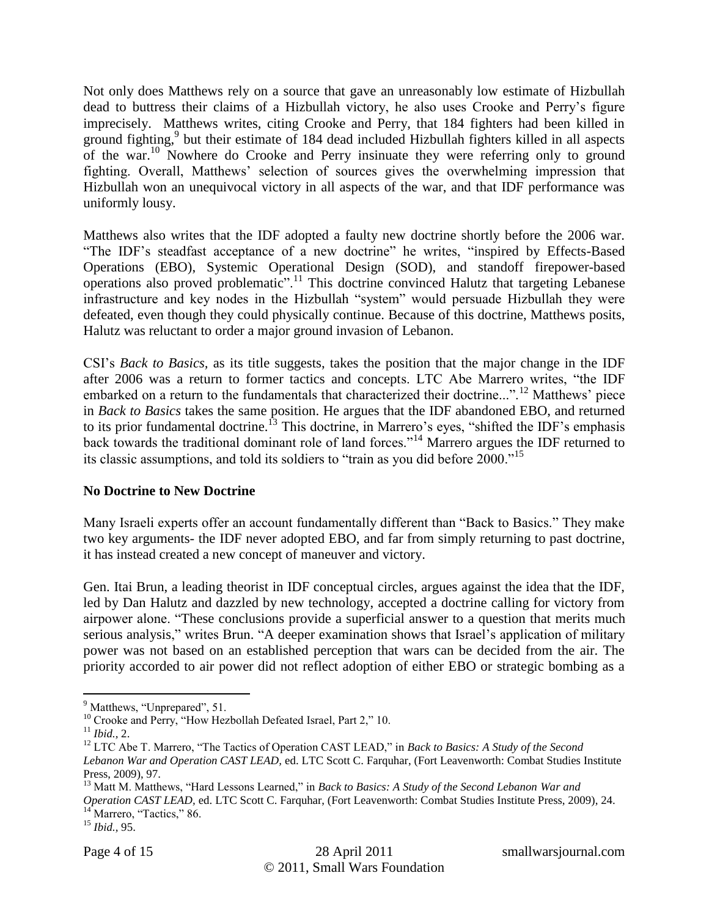Not only does Matthews rely on a source that gave an unreasonably low estimate of Hizbullah dead to buttress their claims of a Hizbullah victory, he also uses Crooke and Perry's figure imprecisely. Matthews writes, citing Crooke and Perry, that 184 fighters had been killed in ground fighting,[9] but their estimate of 184 dead included Hizbullah fighters killed in all aspects of the war.[10] Nowhere do Crooke and Perry insinuate they were referring only to ground fighting. Overall, Matthews' selection of sources gives the overwhelming impression that Hizbullah won an unequivocal victory in all aspects of the war, and that IDF performance was uniformly lousy.

Matthews also writes that the IDF adopted a faulty new doctrine shortly before the 2006 war. "The IDF's steadfast acceptance of a new doctrine" he writes, "inspired by Effects-Based Operations (EBO), Systemic Operational Design (SOD), and standoff firepower-based operations also proved problematic".[11] This doctrine convinced Halutz that targeting Lebanese infrastructure and key nodes in the Hizbullah "system" would persuade Hizbullah they were defeated, even though they could physically continue. Because of this doctrine, Matthews posits, Halutz was reluctant to order a major ground invasion of Lebanon.

CSI's *Back to Basics,* as its title suggests, takes the position that the major change in the IDF after 2006 was a return to former tactics and concepts. LTC Abe Marrero writes, "the IDF embarked on a return to the fundamentals that characterized their doctrine...".[12] Matthews' piece in *Back to Basics* takes the same position. He argues that the IDF abandoned EBO, and returned to its prior fundamental doctrine.[13] This doctrine, in Marrero's eyes, "shifted the IDF's emphasis back towards the traditional dominant role of land forces."[14] Marrero argues the IDF returned to its classic assumptions, and told its soldiers to "train as you did before 2000."[15]

**No Doctrine to New Doctrine**

Many Israeli experts offer an account fundamentally different than "Back to Basics." They make two key arguments- the IDF never adopted EBO, and far from simply returning to past doctrine, it has instead created a new concept of maneuver and victory.

Gen. Itai Brun, a leading theorist in IDF conceptual circles, argues against the idea that the IDF, led by Dan Halutz and dazzled by new technology, accepted a doctrine calling for victory from airpower alone. "These conclusions provide a superficial answer to a question that merits much serious analysis," writes Brun. "A deeper examination shows that Israel's application of military power was not based on an established perception that wars can be decided from the air. The priority accorded to air power did not reflect adoption of either EBO or strategic bombing as a

---

[9] Matthews, "Unprepared", 51.

[10] Crooke and Perry, "How Hezbollah Defeated Israel, Part 2," 10.

[11] *Ibid.,* 2.

[12] LTC Abe T. Marrero, "The Tactics of Operation CAST LEAD," in *Back to Basics: A Study of the Second Lebanon War and Operation CAST LEAD,* ed. LTC Scott C. Farquhar, (Fort Leavenworth: Combat Studies Institute Press, 2009), 97.

[13] Matt M. Matthews, "Hard Lessons Learned," in *Back to Basics: A Study of the Second Lebanon War and Operation CAST LEAD,* ed. LTC Scott C. Farquhar, (Fort Leavenworth: Combat Studies Institute Press, 2009), 24.

[14] Marrero, "Tactics," 86.

[15] *Ibid.,* 95.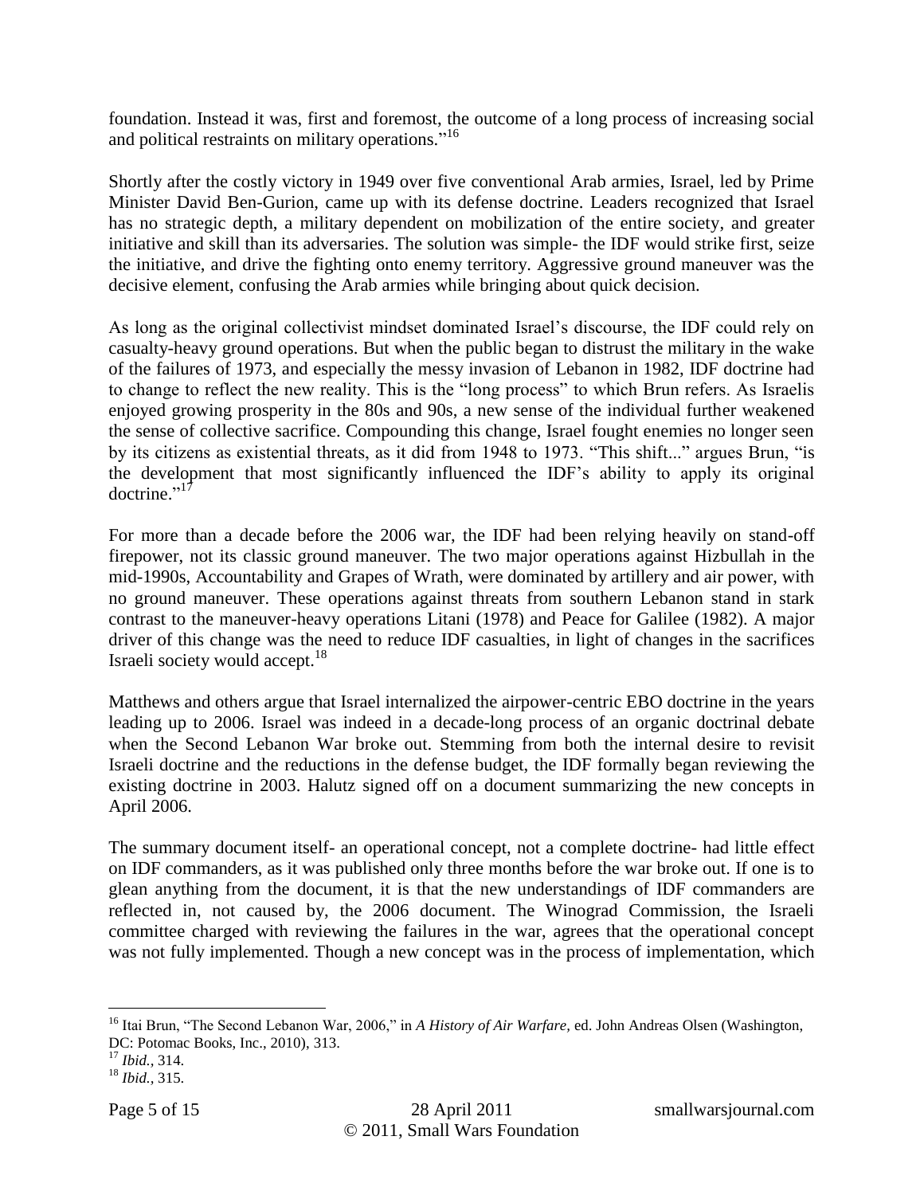foundation. Instead it was, first and foremost, the outcome of a long process of increasing social and political restraints on military operations."[16]

Shortly after the costly victory in 1949 over five conventional Arab armies, Israel, led by Prime Minister David Ben-Gurion, came up with its defense doctrine. Leaders recognized that Israel has no strategic depth, a military dependent on mobilization of the entire society, and greater initiative and skill than its adversaries. The solution was simple- the IDF would strike first, seize the initiative, and drive the fighting onto enemy territory. Aggressive ground maneuver was the decisive element, confusing the Arab armies while bringing about quick decision.

As long as the original collectivist mindset dominated Israel's discourse, the IDF could rely on casualty-heavy ground operations. But when the public began to distrust the military in the wake of the failures of 1973, and especially the messy invasion of Lebanon in 1982, IDF doctrine had to change to reflect the new reality. This is the "long process" to which Brun refers. As Israelis enjoyed growing prosperity in the 80s and 90s, a new sense of the individual further weakened the sense of collective sacrifice. Compounding this change, Israel fought enemies no longer seen by its citizens as existential threats, as it did from 1948 to 1973. "This shift..." argues Brun, "is the development that most significantly influenced the IDF's ability to apply its original doctrine."[17]

For more than a decade before the 2006 war, the IDF had been relying heavily on stand-off firepower, not its classic ground maneuver. The two major operations against Hizbullah in the mid-1990s, Accountability and Grapes of Wrath, were dominated by artillery and air power, with no ground maneuver. These operations against threats from southern Lebanon stand in stark contrast to the maneuver-heavy operations Litani (1978) and Peace for Galilee (1982). A major driver of this change was the need to reduce IDF casualties, in light of changes in the sacrifices Israeli society would accept.[18]

Matthews and others argue that Israel internalized the airpower-centric EBO doctrine in the years leading up to 2006. Israel was indeed in a decade-long process of an organic doctrinal debate when the Second Lebanon War broke out. Stemming from both the internal desire to revisit Israeli doctrine and the reductions in the defense budget, the IDF formally began reviewing the existing doctrine in 2003. Halutz signed off on a document summarizing the new concepts in April 2006.

The summary document itself- an operational concept, not a complete doctrine- had little effect on IDF commanders, as it was published only three months before the war broke out. If one is to glean anything from the document, it is that the new understandings of IDF commanders are reflected in, not caused by, the 2006 document. The Winograd Commission, the Israeli committee charged with reviewing the failures in the war, agrees that the operational concept was not fully implemented. Though a new concept was in the process of implementation, which

---

[16] Itai Brun, "The Second Lebanon War, 2006," in *A History of Air Warfare,* ed. John Andreas Olsen (Washington, DC: Potomac Books, Inc., 2010), 313.

[17] *Ibid.,* 314.

[18] *Ibid.,* 315.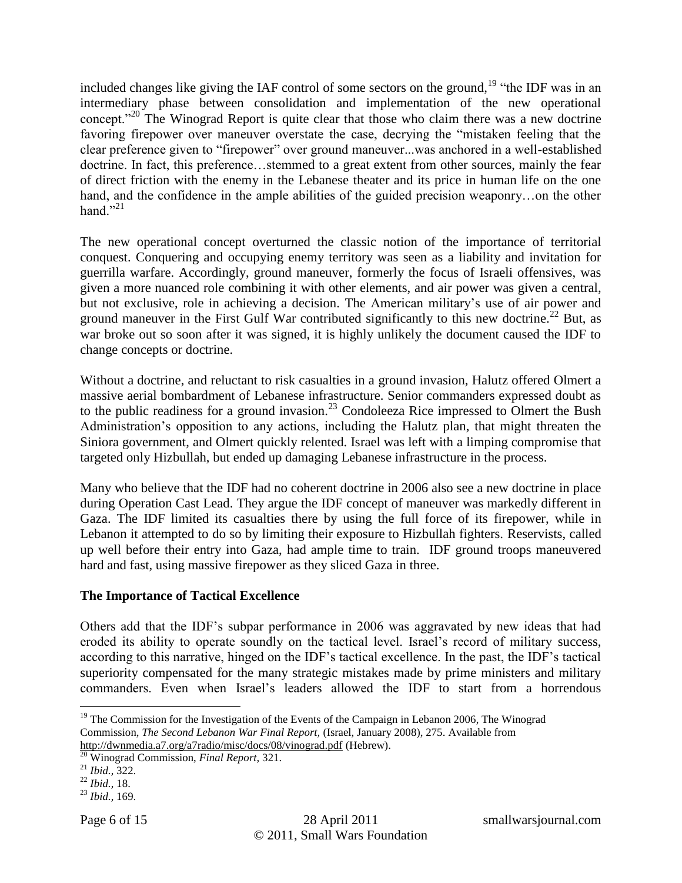included changes like giving the IAF control of some sectors on the ground,[19] "the IDF was in an intermediary phase between consolidation and implementation of the new operational concept."[20] The Winograd Report is quite clear that those who claim there was a new doctrine favoring firepower over maneuver overstate the case, decrying the "mistaken feeling that the clear preference given to "firepower" over ground maneuver...was anchored in a well-established doctrine. In fact, this preference…stemmed to a great extent from other sources, mainly the fear of direct friction with the enemy in the Lebanese theater and its price in human life on the one hand, and the confidence in the ample abilities of the guided precision weaponry…on the other hand."[21]

The new operational concept overturned the classic notion of the importance of territorial conquest. Conquering and occupying enemy territory was seen as a liability and invitation for guerrilla warfare. Accordingly, ground maneuver, formerly the focus of Israeli offensives, was given a more nuanced role combining it with other elements, and air power was given a central, but not exclusive, role in achieving a decision. The American military's use of air power and ground maneuver in the First Gulf War contributed significantly to this new doctrine.[22] But, as war broke out so soon after it was signed, it is highly unlikely the document caused the IDF to change concepts or doctrine.

Without a doctrine, and reluctant to risk casualties in a ground invasion, Halutz offered Olmert a massive aerial bombardment of Lebanese infrastructure. Senior commanders expressed doubt as to the public readiness for a ground invasion.[23] Condoleeza Rice impressed to Olmert the Bush Administration's opposition to any actions, including the Halutz plan, that might threaten the Siniora government, and Olmert quickly relented. Israel was left with a limping compromise that targeted only Hizbullah, but ended up damaging Lebanese infrastructure in the process.

Many who believe that the IDF had no coherent doctrine in 2006 also see a new doctrine in place during Operation Cast Lead. They argue the IDF concept of maneuver was markedly different in Gaza. The IDF limited its casualties there by using the full force of its firepower, while in Lebanon it attempted to do so by limiting their exposure to Hizbullah fighters. Reservists, called up well before their entry into Gaza, had ample time to train. IDF ground troops maneuvered hard and fast, using massive firepower as they sliced Gaza in three.

### The Importance of Tactical Excellence

Others add that the IDF's subpar performance in 2006 was aggravated by new ideas that had eroded its ability to operate soundly on the tactical level. Israel's record of military success, according to this narrative, hinged on the IDF's tactical excellence. In the past, the IDF's tactical superiority compensated for the many strategic mistakes made by prime ministers and military commanders. Even when Israel's leaders allowed the IDF to start from a horrendous

---

[19] The Commission for the Investigation of the Events of the Campaign in Lebanon 2006, The Winograd Commission, *The Second Lebanon War Final Report,* (Israel, January 2008), 275. Available from http://dwnmedia.a7.org/a7radio/misc/docs/08/vinograd.pdf (Hebrew).

[20] Winograd Commission, *Final Report,* 321.

[21] *Ibid.,* 322.

[22] *Ibid.,* 18.

[23] *Ibid.,* 169.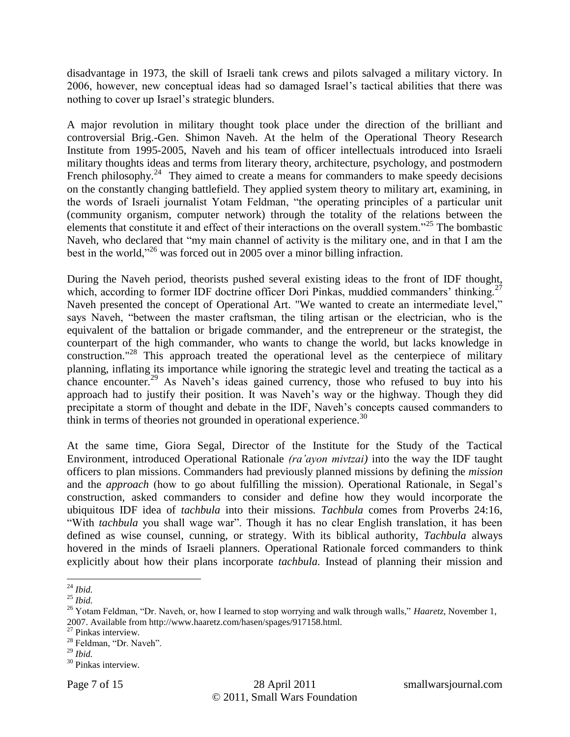disadvantage in 1973, the skill of Israeli tank crews and pilots salvaged a military victory. In 2006, however, new conceptual ideas had so damaged Israel's tactical abilities that there was nothing to cover up Israel's strategic blunders.

A major revolution in military thought took place under the direction of the brilliant and controversial Brig.-Gen. Shimon Naveh. At the helm of the Operational Theory Research Institute from 1995-2005, Naveh and his team of officer intellectuals introduced into Israeli military thoughts ideas and terms from literary theory, architecture, psychology, and postmodern French philosophy.[24] They aimed to create a means for commanders to make speedy decisions on the constantly changing battlefield. They applied system theory to military art, examining, in the words of Israeli journalist Yotam Feldman, "the operating principles of a particular unit (community organism, computer network) through the totality of the relations between the elements that constitute it and effect of their interactions on the overall system."[25] The bombastic Naveh, who declared that "my main channel of activity is the military one, and in that I am the best in the world,"[26] was forced out in 2005 over a minor billing infraction.

During the Naveh period, theorists pushed several existing ideas to the front of IDF thought, which, according to former IDF doctrine officer Dori Pinkas, muddied commanders' thinking.[27] Naveh presented the concept of Operational Art. "We wanted to create an intermediate level," says Naveh, "between the master craftsman, the tiling artisan or the electrician, who is the equivalent of the battalion or brigade commander, and the entrepreneur or the strategist, the counterpart of the high commander, who wants to change the world, but lacks knowledge in construction."[28] This approach treated the operational level as the centerpiece of military planning, inflating its importance while ignoring the strategic level and treating the tactical as a chance encounter.[29] As Naveh's ideas gained currency, those who refused to buy into his approach had to justify their position. It was Naveh's way or the highway. Though they did precipitate a storm of thought and debate in the IDF, Naveh's concepts caused commanders to think in terms of theories not grounded in operational experience.[30]

At the same time, Giora Segal, Director of the Institute for the Study of the Tactical Environment, introduced Operational Rationale *(ra'ayon mivtzai)* into the way the IDF taught officers to plan missions. Commanders had previously planned missions by defining the *mission* and the *approach* (how to go about fulfilling the mission). Operational Rationale, in Segal's construction, asked commanders to consider and define how they would incorporate the ubiquitous IDF idea of *tachbula* into their missions. *Tachbula* comes from Proverbs 24:16, "With *tachbula* you shall wage war". Though it has no clear English translation, it has been defined as wise counsel, cunning, or strategy. With its biblical authority, *Tachbula* always hovered in the minds of Israeli planners. Operational Rationale forced commanders to think explicitly about how their plans incorporate *tachbula.* Instead of planning their mission and

---

[24] *Ibid.*

[25] *Ibid.*

[26] Yotam Feldman, "Dr. Naveh, or, how I learned to stop worrying and walk through walls," *Haaretz*, November 1, 2007. Available from http://www.haaretz.com/hasen/spages/917158.html.

[27] Pinkas interview.

[28] Feldman, "Dr. Naveh".

[29] *Ibid.*

[30] Pinkas interview.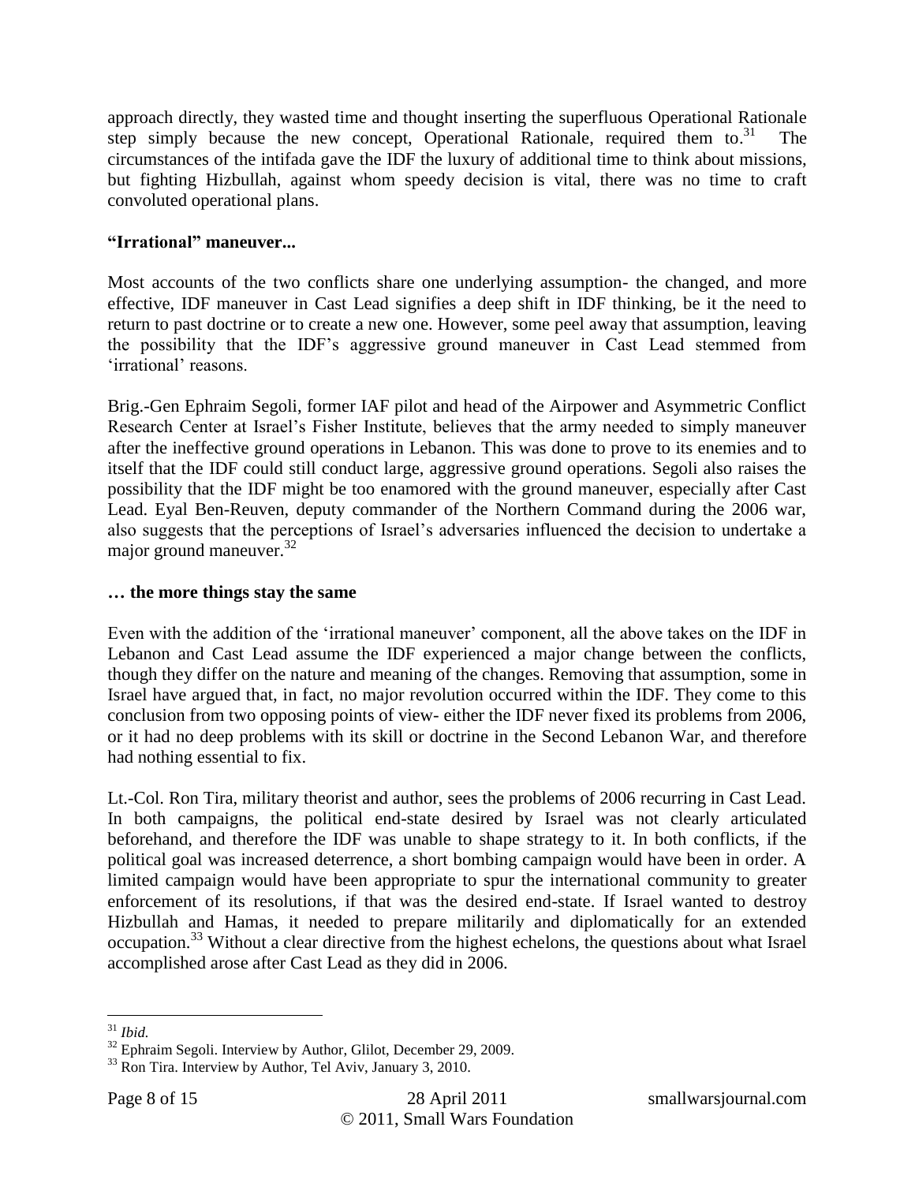approach directly, they wasted time and thought inserting the superfluous Operational Rationale step simply because the new concept, Operational Rationale, required them to.[31] The circumstances of the intifada gave the IDF the luxury of additional time to think about missions, but fighting Hizbullah, against whom speedy decision is vital, there was no time to craft convoluted operational plans.

**"Irrational" maneuver...**

Most accounts of the two conflicts share one underlying assumption- the changed, and more effective, IDF maneuver in Cast Lead signifies a deep shift in IDF thinking, be it the need to return to past doctrine or to create a new one. However, some peel away that assumption, leaving the possibility that the IDF's aggressive ground maneuver in Cast Lead stemmed from 'irrational' reasons.

Brig.-Gen Ephraim Segoli, former IAF pilot and head of the Airpower and Asymmetric Conflict Research Center at Israel's Fisher Institute, believes that the army needed to simply maneuver after the ineffective ground operations in Lebanon. This was done to prove to its enemies and to itself that the IDF could still conduct large, aggressive ground operations. Segoli also raises the possibility that the IDF might be too enamored with the ground maneuver, especially after Cast Lead. Eyal Ben-Reuven, deputy commander of the Northern Command during the 2006 war, also suggests that the perceptions of Israel's adversaries influenced the decision to undertake a major ground maneuver.[32]

**… the more things stay the same**

Even with the addition of the 'irrational maneuver' component, all the above takes on the IDF in Lebanon and Cast Lead assume the IDF experienced a major change between the conflicts, though they differ on the nature and meaning of the changes. Removing that assumption, some in Israel have argued that, in fact, no major revolution occurred within the IDF. They come to this conclusion from two opposing points of view- either the IDF never fixed its problems from 2006, or it had no deep problems with its skill or doctrine in the Second Lebanon War, and therefore had nothing essential to fix.

Lt.-Col. Ron Tira, military theorist and author, sees the problems of 2006 recurring in Cast Lead. In both campaigns, the political end-state desired by Israel was not clearly articulated beforehand, and therefore the IDF was unable to shape strategy to it. In both conflicts, if the political goal was increased deterrence, a short bombing campaign would have been in order. A limited campaign would have been appropriate to spur the international community to greater enforcement of its resolutions, if that was the desired end-state. If Israel wanted to destroy Hizbullah and Hamas, it needed to prepare militarily and diplomatically for an extended occupation.[33] Without a clear directive from the highest echelons, the questions about what Israel accomplished arose after Cast Lead as they did in 2006.

---

[31] *Ibid.*

[32] Ephraim Segoli. Interview by Author, Glilot, December 29, 2009.

[33] Ron Tira. Interview by Author, Tel Aviv, January 3, 2010.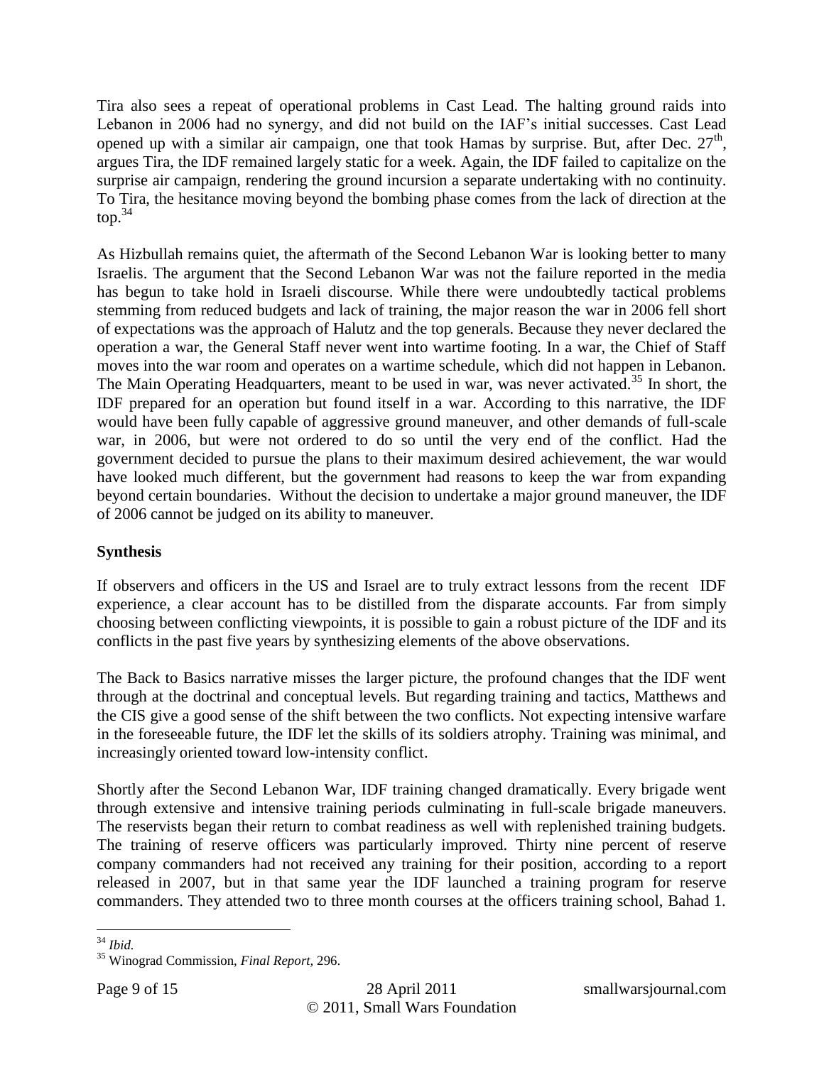Tira also sees a repeat of operational problems in Cast Lead. The halting ground raids into Lebanon in 2006 had no synergy, and did not build on the IAF's initial successes. Cast Lead opened up with a similar air campaign, one that took Hamas by surprise. But, after Dec. 27th, argues Tira, the IDF remained largely static for a week. Again, the IDF failed to capitalize on the surprise air campaign, rendering the ground incursion a separate undertaking with no continuity. To Tira, the hesitance moving beyond the bombing phase comes from the lack of direction at the top.[34]

As Hizbullah remains quiet, the aftermath of the Second Lebanon War is looking better to many Israelis. The argument that the Second Lebanon War was not the failure reported in the media has begun to take hold in Israeli discourse. While there were undoubtedly tactical problems stemming from reduced budgets and lack of training, the major reason the war in 2006 fell short of expectations was the approach of Halutz and the top generals. Because they never declared the operation a war, the General Staff never went into wartime footing. In a war, the Chief of Staff moves into the war room and operates on a wartime schedule, which did not happen in Lebanon. The Main Operating Headquarters, meant to be used in war, was never activated.[35] In short, the IDF prepared for an operation but found itself in a war. According to this narrative, the IDF would have been fully capable of aggressive ground maneuver, and other demands of full-scale war, in 2006, but were not ordered to do so until the very end of the conflict. Had the government decided to pursue the plans to their maximum desired achievement, the war would have looked much different, but the government had reasons to keep the war from expanding beyond certain boundaries. Without the decision to undertake a major ground maneuver, the IDF of 2006 cannot be judged on its ability to maneuver.

**Synthesis**

If observers and officers in the US and Israel are to truly extract lessons from the recent IDF experience, a clear account has to be distilled from the disparate accounts. Far from simply choosing between conflicting viewpoints, it is possible to gain a robust picture of the IDF and its conflicts in the past five years by synthesizing elements of the above observations.

The Back to Basics narrative misses the larger picture, the profound changes that the IDF went through at the doctrinal and conceptual levels. But regarding training and tactics, Matthews and the CIS give a good sense of the shift between the two conflicts. Not expecting intensive warfare in the foreseeable future, the IDF let the skills of its soldiers atrophy. Training was minimal, and increasingly oriented toward low-intensity conflict.

Shortly after the Second Lebanon War, IDF training changed dramatically. Every brigade went through extensive and intensive training periods culminating in full-scale brigade maneuvers. The reservists began their return to combat readiness as well with replenished training budgets. The training of reserve officers was particularly improved. Thirty nine percent of reserve company commanders had not received any training for their position, according to a report released in 2007, but in that same year the IDF launched a training program for reserve commanders. They attended two to three month courses at the officers training school, Bahad 1.

[34] *Ibid.*

[35] Winograd Commission, *Final Report,* 296.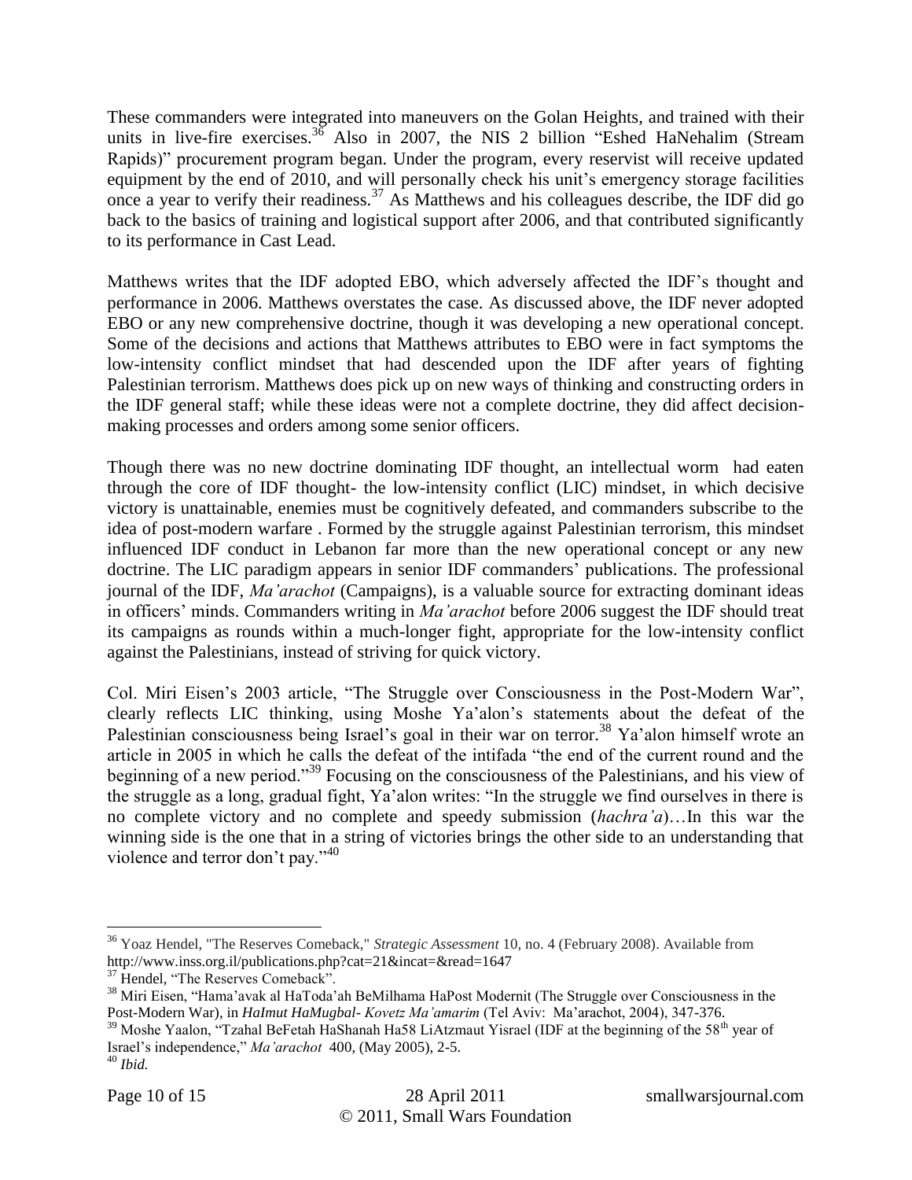These commanders were integrated into maneuvers on the Golan Heights, and trained with their units in live-fire exercises.[36] Also in 2007, the NIS 2 billion "Eshed HaNehalim (Stream Rapids)" procurement program began. Under the program, every reservist will receive updated equipment by the end of 2010, and will personally check his unit's emergency storage facilities once a year to verify their readiness.[37] As Matthews and his colleagues describe, the IDF did go back to the basics of training and logistical support after 2006, and that contributed significantly to its performance in Cast Lead.

Matthews writes that the IDF adopted EBO, which adversely affected the IDF's thought and performance in 2006. Matthews overstates the case. As discussed above, the IDF never adopted EBO or any new comprehensive doctrine, though it was developing a new operational concept. Some of the decisions and actions that Matthews attributes to EBO were in fact symptoms the low-intensity conflict mindset that had descended upon the IDF after years of fighting Palestinian terrorism. Matthews does pick up on new ways of thinking and constructing orders in the IDF general staff; while these ideas were not a complete doctrine, they did affect decision-making processes and orders among some senior officers.

Though there was no new doctrine dominating IDF thought, an intellectual worm had eaten through the core of IDF thought- the low-intensity conflict (LIC) mindset, in which decisive victory is unattainable, enemies must be cognitively defeated, and commanders subscribe to the idea of post-modern warfare . Formed by the struggle against Palestinian terrorism, this mindset influenced IDF conduct in Lebanon far more than the new operational concept or any new doctrine. The LIC paradigm appears in senior IDF commanders' publications. The professional journal of the IDF, *Ma'arachot* (Campaigns), is a valuable source for extracting dominant ideas in officers' minds. Commanders writing in *Ma'arachot* before 2006 suggest the IDF should treat its campaigns as rounds within a much-longer fight, appropriate for the low-intensity conflict against the Palestinians, instead of striving for quick victory.

Col. Miri Eisen's 2003 article, "The Struggle over Consciousness in the Post-Modern War", clearly reflects LIC thinking, using Moshe Ya'alon's statements about the defeat of the Palestinian consciousness being Israel's goal in their war on terror.[38] Ya'alon himself wrote an article in 2005 in which he calls the defeat of the intifada "the end of the current round and the beginning of a new period."[39] Focusing on the consciousness of the Palestinians, and his view of the struggle as a long, gradual fight, Ya'alon writes: "In the struggle we find ourselves in there is no complete victory and no complete and speedy submission (*hachra'a*)…In this war the winning side is the one that in a string of victories brings the other side to an understanding that violence and terror don't pay."[40]

---

[36] Yoaz Hendel, "The Reserves Comeback," *Strategic Assessment* 10, no. 4 (February 2008). Available from http://www.inss.org.il/publications.php?cat=21&incat=&read=1647

[37] Hendel, "The Reserves Comeback".

[38] Miri Eisen, "Hama'avak al HaToda'ah BeMilhama HaPost Modernit (The Struggle over Consciousness in the Post-Modern War), in *HaImut HaMugbal- Kovetz Ma'amarim* (Tel Aviv: Ma'arachot, 2004), 347-376.

[39] Moshe Yaalon, "Tzahal BeFetah HaShanah Ha58 LiAtzmaut Yisrael (IDF at the beginning of the 58th year of Israel's independence," *Ma'arachot* 400, (May 2005), 2-5.

[40] *Ibid.*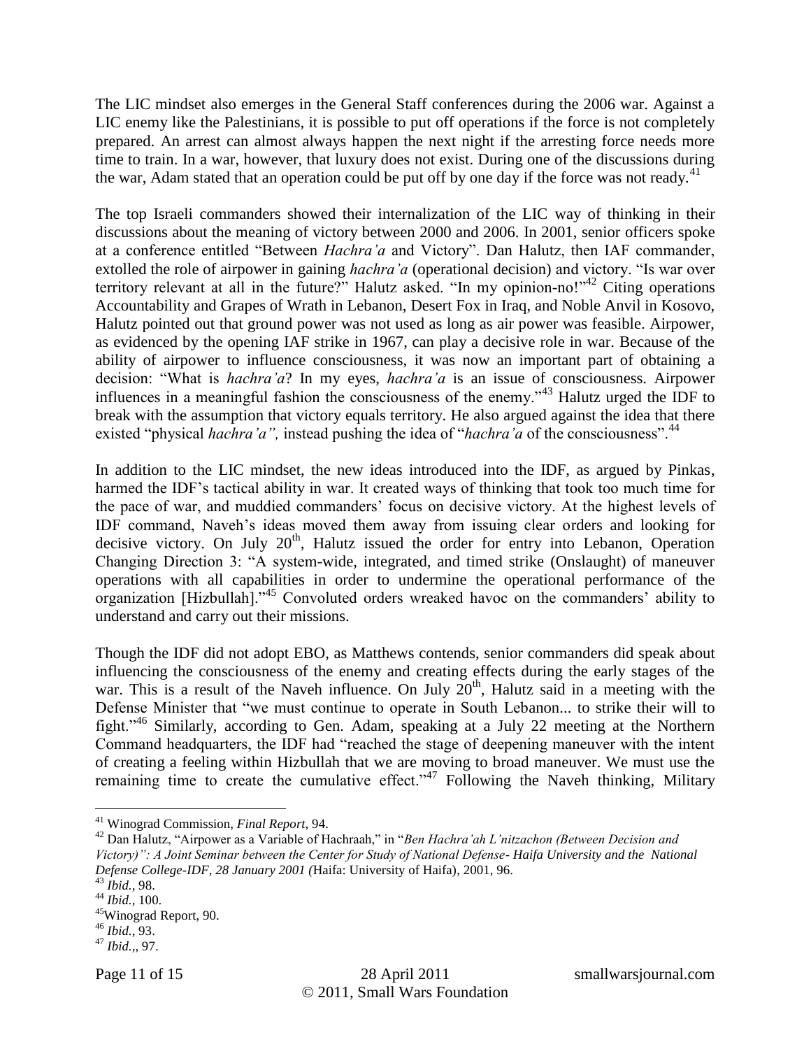The LIC mindset also emerges in the General Staff conferences during the 2006 war. Against a LIC enemy like the Palestinians, it is possible to put off operations if the force is not completely prepared. An arrest can almost always happen the next night if the arresting force needs more time to train. In a war, however, that luxury does not exist. During one of the discussions during the war, Adam stated that an operation could be put off by one day if the force was not ready.[41]

The top Israeli commanders showed their internalization of the LIC way of thinking in their discussions about the meaning of victory between 2000 and 2006. In 2001, senior officers spoke at a conference entitled "Between *Hachra'a* and Victory". Dan Halutz, then IAF commander, extolled the role of airpower in gaining *hachra'a* (operational decision) and victory. "Is war over territory relevant at all in the future?" Halutz asked. "In my opinion-no!"[42] Citing operations Accountability and Grapes of Wrath in Lebanon, Desert Fox in Iraq, and Noble Anvil in Kosovo, Halutz pointed out that ground power was not used as long as air power was feasible. Airpower, as evidenced by the opening IAF strike in 1967, can play a decisive role in war. Because of the ability of airpower to influence consciousness, it was now an important part of obtaining a decision: "What is *hachra'a*? In my eyes, *hachra'a* is an issue of consciousness. Airpower influences in a meaningful fashion the consciousness of the enemy."[43] Halutz urged the IDF to break with the assumption that victory equals territory. He also argued against the idea that there existed "physical *hachra'a",* instead pushing the idea of "*hachra'a* of the consciousness".[44]

In addition to the LIC mindset, the new ideas introduced into the IDF, as argued by Pinkas, harmed the IDF's tactical ability in war. It created ways of thinking that took too much time for the pace of war, and muddied commanders' focus on decisive victory. At the highest levels of IDF command, Naveh's ideas moved them away from issuing clear orders and looking for decisive victory. On July 20th, Halutz issued the order for entry into Lebanon, Operation Changing Direction 3: "A system-wide, integrated, and timed strike (Onslaught) of maneuver operations with all capabilities in order to undermine the operational performance of the organization [Hizbullah]."[45] Convoluted orders wreaked havoc on the commanders' ability to understand and carry out their missions.

Though the IDF did not adopt EBO, as Matthews contends, senior commanders did speak about influencing the consciousness of the enemy and creating effects during the early stages of the war. This is a result of the Naveh influence. On July 20th, Halutz said in a meeting with the Defense Minister that "we must continue to operate in South Lebanon... to strike their will to fight."[46] Similarly, according to Gen. Adam, speaking at a July 22 meeting at the Northern Command headquarters, the IDF had "reached the stage of deepening maneuver with the intent of creating a feeling within Hizbullah that we are moving to broad maneuver. We must use the remaining time to create the cumulative effect."[47] Following the Naveh thinking, Military

---

[41] Winograd Commission, *Final Report,* 94.

[42] Dan Halutz, "Airpower as a Variable of Hachraah," in "*Ben Hachra'ah L'nitzachon (Between Decision and Victory)": A Joint Seminar between the Center for Study of National Defense- Haifa University and the National Defense College-IDF, 28 January 2001 (*Haifa: University of Haifa), 2001, 96.

[43] *Ibid.,* 98.

[44] *Ibid.,* 100.

[45] Winograd Report, 90.

[46] *Ibid.,* 93.

[47] *Ibid.,*, 97.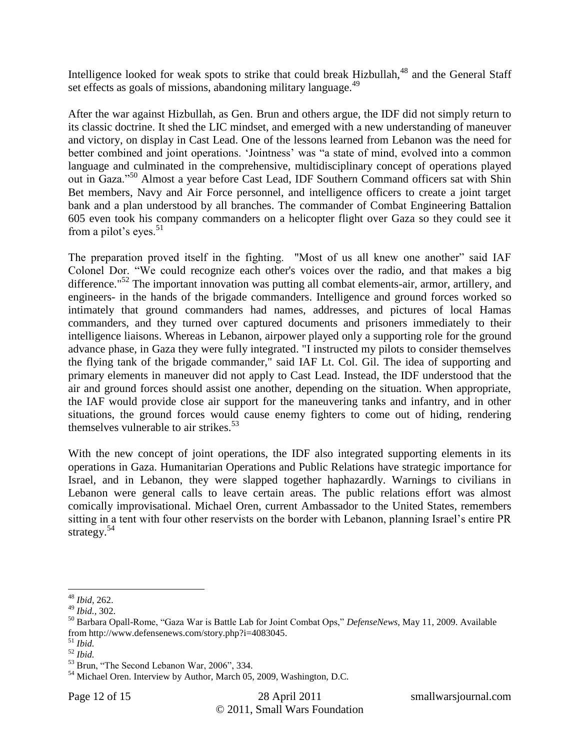Intelligence looked for weak spots to strike that could break Hizbullah,[48] and the General Staff set effects as goals of missions, abandoning military language.[49]

After the war against Hizbullah, as Gen. Brun and others argue, the IDF did not simply return to its classic doctrine. It shed the LIC mindset, and emerged with a new understanding of maneuver and victory, on display in Cast Lead. One of the lessons learned from Lebanon was the need for better combined and joint operations. 'Jointness' was "a state of mind, evolved into a common language and culminated in the comprehensive, multidisciplinary concept of operations played out in Gaza."[50] Almost a year before Cast Lead, IDF Southern Command officers sat with Shin Bet members, Navy and Air Force personnel, and intelligence officers to create a joint target bank and a plan understood by all branches. The commander of Combat Engineering Battalion 605 even took his company commanders on a helicopter flight over Gaza so they could see it from a pilot's eyes.[51]

The preparation proved itself in the fighting. "Most of us all knew one another" said IAF Colonel Dor. "We could recognize each other's voices over the radio, and that makes a big difference."[52] The important innovation was putting all combat elements-air, armor, artillery, and engineers- in the hands of the brigade commanders. Intelligence and ground forces worked so intimately that ground commanders had names, addresses, and pictures of local Hamas commanders, and they turned over captured documents and prisoners immediately to their intelligence liaisons. Whereas in Lebanon, airpower played only a supporting role for the ground advance phase, in Gaza they were fully integrated. "I instructed my pilots to consider themselves the flying tank of the brigade commander," said IAF Lt. Col. Gil. The idea of supporting and primary elements in maneuver did not apply to Cast Lead. Instead, the IDF understood that the air and ground forces should assist one another, depending on the situation. When appropriate, the IAF would provide close air support for the maneuvering tanks and infantry, and in other situations, the ground forces would cause enemy fighters to come out of hiding, rendering themselves vulnerable to air strikes.[53]

With the new concept of joint operations, the IDF also integrated supporting elements in its operations in Gaza. Humanitarian Operations and Public Relations have strategic importance for Israel, and in Lebanon, they were slapped together haphazardly. Warnings to civilians in Lebanon were general calls to leave certain areas. The public relations effort was almost comically improvisational. Michael Oren, current Ambassador to the United States, remembers sitting in a tent with four other reservists on the border with Lebanon, planning Israel's entire PR strategy.[54]

---

[48] *Ibid*, 262.

[49] *Ibid.,* 302.

[50] Barbara Opall-Rome, "Gaza War is Battle Lab for Joint Combat Ops," *DefenseNews,* May 11, 2009. Available from http://www.defensenews.com/story.php?i=4083045.

[51] *Ibid.*

[52] *Ibid.*

[53] Brun, "The Second Lebanon War, 2006", 334.

[54] Michael Oren. Interview by Author, March 05, 2009, Washington, D.C.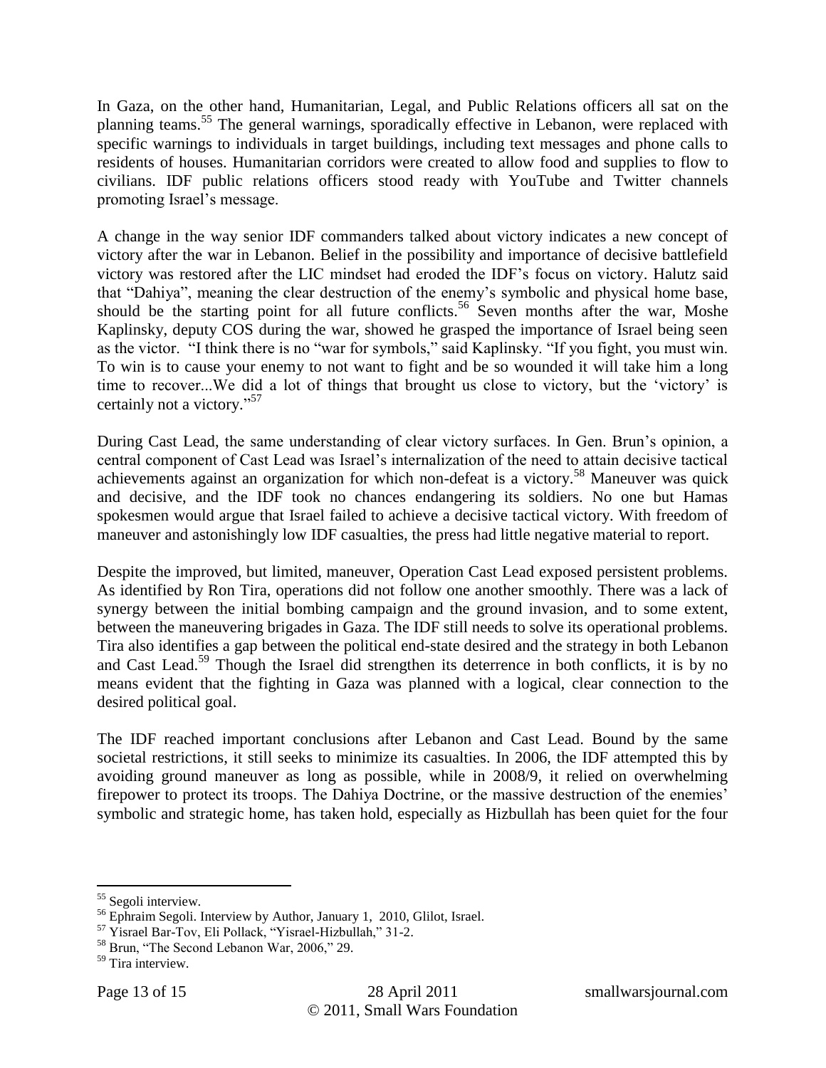In Gaza, on the other hand, Humanitarian, Legal, and Public Relations officers all sat on the planning teams.[55] The general warnings, sporadically effective in Lebanon, were replaced with specific warnings to individuals in target buildings, including text messages and phone calls to residents of houses. Humanitarian corridors were created to allow food and supplies to flow to civilians. IDF public relations officers stood ready with YouTube and Twitter channels promoting Israel's message.

A change in the way senior IDF commanders talked about victory indicates a new concept of victory after the war in Lebanon. Belief in the possibility and importance of decisive battlefield victory was restored after the LIC mindset had eroded the IDF's focus on victory. Halutz said that "Dahiya", meaning the clear destruction of the enemy's symbolic and physical home base, should be the starting point for all future conflicts.[56] Seven months after the war, Moshe Kaplinsky, deputy COS during the war, showed he grasped the importance of Israel being seen as the victor. "I think there is no "war for symbols," said Kaplinsky. "If you fight, you must win. To win is to cause your enemy to not want to fight and be so wounded it will take him a long time to recover...We did a lot of things that brought us close to victory, but the 'victory' is certainly not a victory."[57]

During Cast Lead, the same understanding of clear victory surfaces. In Gen. Brun's opinion, a central component of Cast Lead was Israel's internalization of the need to attain decisive tactical achievements against an organization for which non-defeat is a victory.[58] Maneuver was quick and decisive, and the IDF took no chances endangering its soldiers. No one but Hamas spokesmen would argue that Israel failed to achieve a decisive tactical victory. With freedom of maneuver and astonishingly low IDF casualties, the press had little negative material to report.

Despite the improved, but limited, maneuver, Operation Cast Lead exposed persistent problems. As identified by Ron Tira, operations did not follow one another smoothly. There was a lack of synergy between the initial bombing campaign and the ground invasion, and to some extent, between the maneuvering brigades in Gaza. The IDF still needs to solve its operational problems. Tira also identifies a gap between the political end-state desired and the strategy in both Lebanon and Cast Lead.[59] Though the Israel did strengthen its deterrence in both conflicts, it is by no means evident that the fighting in Gaza was planned with a logical, clear connection to the desired political goal.

The IDF reached important conclusions after Lebanon and Cast Lead. Bound by the same societal restrictions, it still seeks to minimize its casualties. In 2006, the IDF attempted this by avoiding ground maneuver as long as possible, while in 2008/9, it relied on overwhelming firepower to protect its troops. The Dahiya Doctrine, or the massive destruction of the enemies' symbolic and strategic home, has taken hold, especially as Hizbullah has been quiet for the four

---

[55] Segoli interview.

[56] Ephraim Segoli. Interview by Author, January 1, 2010, Glilot, Israel.

[57] Yisrael Bar-Tov, Eli Pollack, "Yisrael-Hizbullah," 31-2.

[58] Brun, "The Second Lebanon War, 2006," 29.

[59] Tira interview.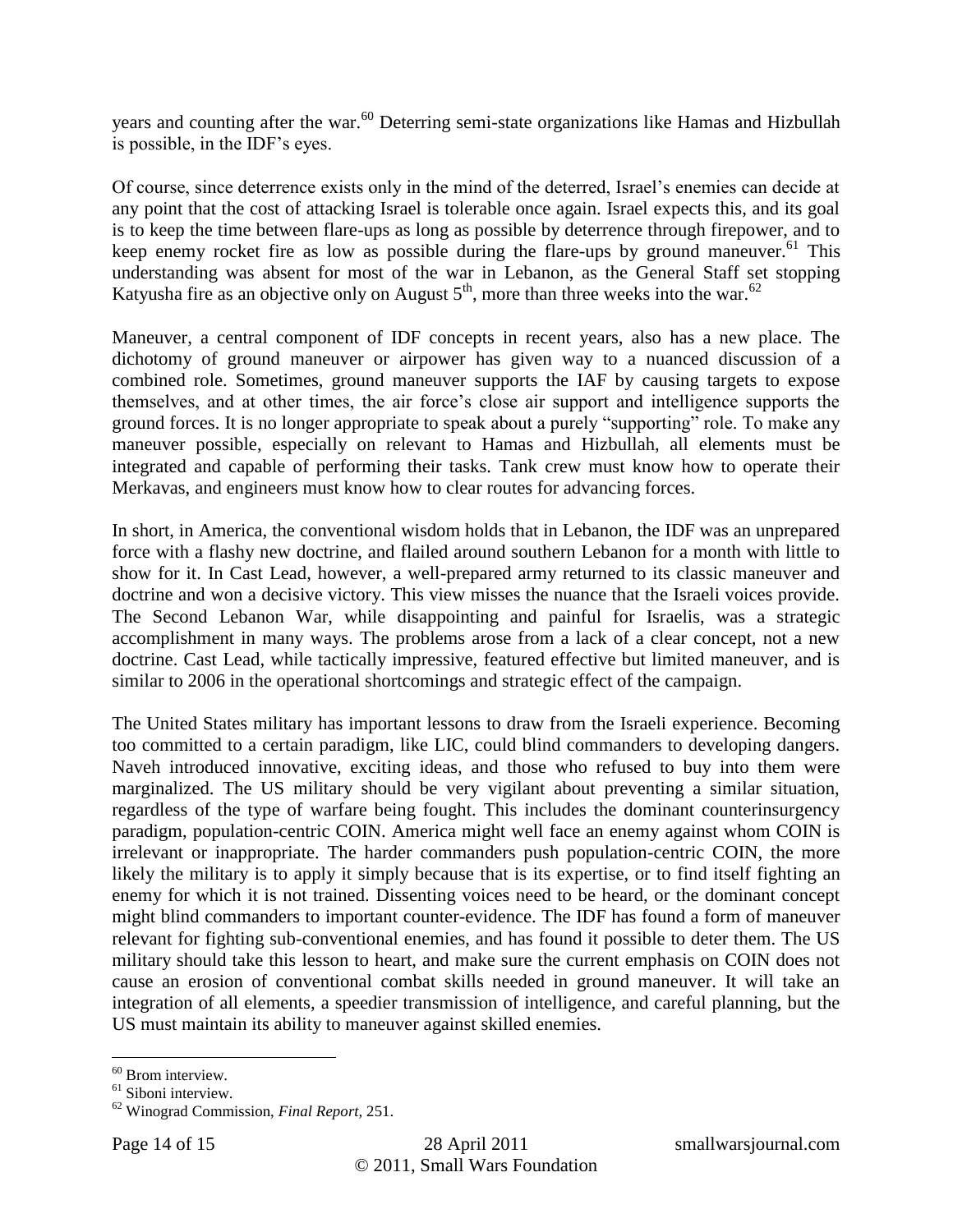years and counting after the war.[60] Deterring semi-state organizations like Hamas and Hizbullah is possible, in the IDF's eyes.

Of course, since deterrence exists only in the mind of the deterred, Israel's enemies can decide at any point that the cost of attacking Israel is tolerable once again. Israel expects this, and its goal is to keep the time between flare-ups as long as possible by deterrence through firepower, and to keep enemy rocket fire as low as possible during the flare-ups by ground maneuver.[61] This understanding was absent for most of the war in Lebanon, as the General Staff set stopping Katyusha fire as an objective only on August 5th, more than three weeks into the war.[62]

Maneuver, a central component of IDF concepts in recent years, also has a new place. The dichotomy of ground maneuver or airpower has given way to a nuanced discussion of a combined role. Sometimes, ground maneuver supports the IAF by causing targets to expose themselves, and at other times, the air force's close air support and intelligence supports the ground forces. It is no longer appropriate to speak about a purely "supporting" role. To make any maneuver possible, especially on relevant to Hamas and Hizbullah, all elements must be integrated and capable of performing their tasks. Tank crew must know how to operate their Merkavas, and engineers must know how to clear routes for advancing forces.

In short, in America, the conventional wisdom holds that in Lebanon, the IDF was an unprepared force with a flashy new doctrine, and flailed around southern Lebanon for a month with little to show for it. In Cast Lead, however, a well-prepared army returned to its classic maneuver and doctrine and won a decisive victory. This view misses the nuance that the Israeli voices provide. The Second Lebanon War, while disappointing and painful for Israelis, was a strategic accomplishment in many ways. The problems arose from a lack of a clear concept, not a new doctrine. Cast Lead, while tactically impressive, featured effective but limited maneuver, and is similar to 2006 in the operational shortcomings and strategic effect of the campaign.

The United States military has important lessons to draw from the Israeli experience. Becoming too committed to a certain paradigm, like LIC, could blind commanders to developing dangers. Naveh introduced innovative, exciting ideas, and those who refused to buy into them were marginalized. The US military should be very vigilant about preventing a similar situation, regardless of the type of warfare being fought. This includes the dominant counterinsurgency paradigm, population-centric COIN. America might well face an enemy against whom COIN is irrelevant or inappropriate. The harder commanders push population-centric COIN, the more likely the military is to apply it simply because that is its expertise, or to find itself fighting an enemy for which it is not trained. Dissenting voices need to be heard, or the dominant concept might blind commanders to important counter-evidence. The IDF has found a form of maneuver relevant for fighting sub-conventional enemies, and has found it possible to deter them. The US military should take this lesson to heart, and make sure the current emphasis on COIN does not cause an erosion of conventional combat skills needed in ground maneuver. It will take an integration of all elements, a speedier transmission of intelligence, and careful planning, but the US must maintain its ability to maneuver against skilled enemies.

---

[60] Brom interview.

[61] Siboni interview.

[62] Winograd Commission, *Final Report,* 251.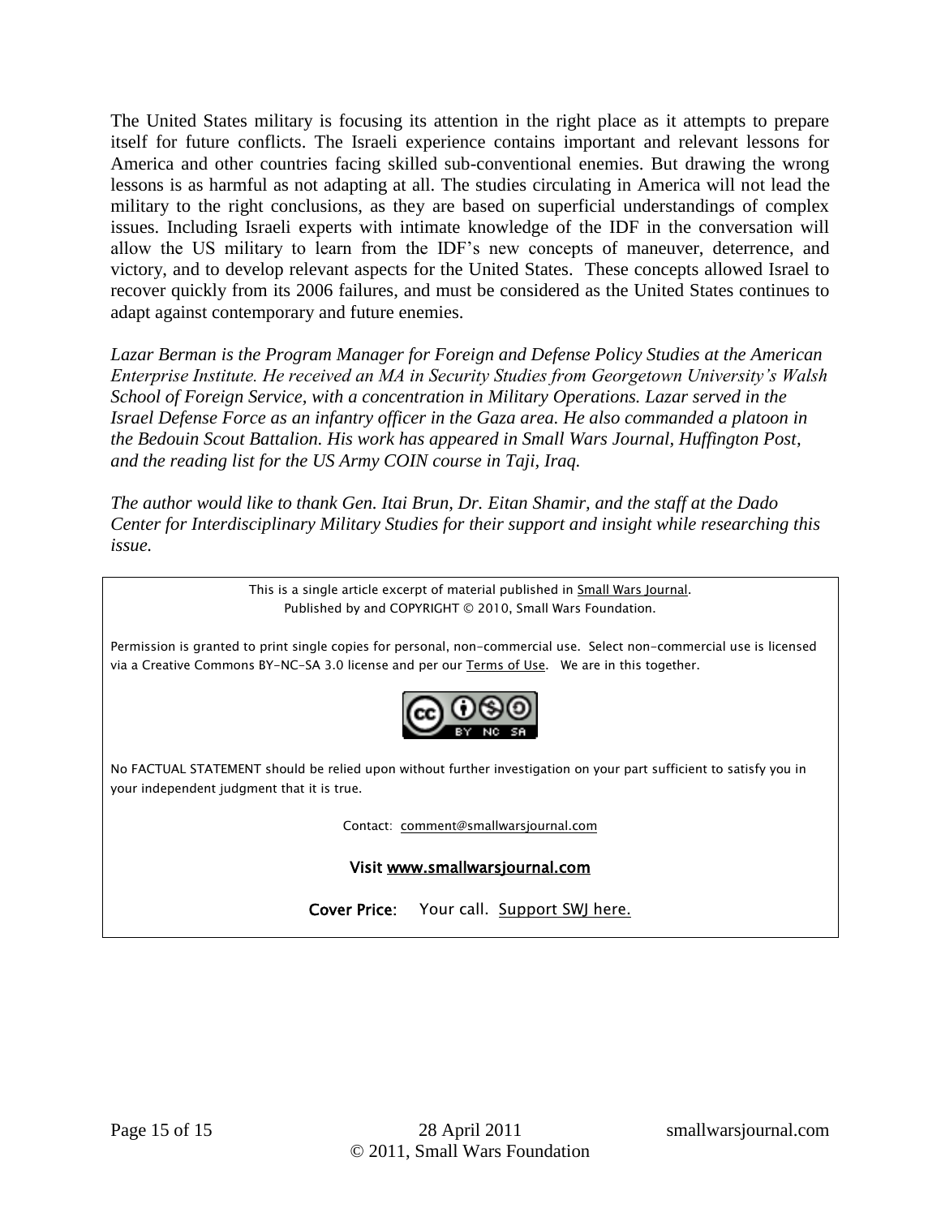The United States military is focusing its attention in the right place as it attempts to prepare itself for future conflicts. The Israeli experience contains important and relevant lessons for America and other countries facing skilled sub-conventional enemies. But drawing the wrong lessons is as harmful as not adapting at all. The studies circulating in America will not lead the military to the right conclusions, as they are based on superficial understandings of complex issues. Including Israeli experts with intimate knowledge of the IDF in the conversation will allow the US military to learn from the IDF's new concepts of maneuver, deterrence, and victory, and to develop relevant aspects for the United States. These concepts allowed Israel to recover quickly from its 2006 failures, and must be considered as the United States continues to adapt against contemporary and future enemies.

*Lazar Berman is the Program Manager for Foreign and Defense Policy Studies at the American Enterprise Institute. He received an MA in Security Studies from Georgetown University's Walsh School of Foreign Service, with a concentration in Military Operations. Lazar served in the Israel Defense Force as an infantry officer in the Gaza area. He also commanded a platoon in the Bedouin Scout Battalion. His work has appeared in Small Wars Journal, Huffington Post, and the reading list for the US Army COIN course in Taji, Iraq.*

*The author would like to thank Gen. Itai Brun, Dr. Eitan Shamir, and the staff at the Dado Center for Interdisciplinary Military Studies for their support and insight while researching this issue.*

---

This is a single article excerpt of material published in Small Wars Journal.
Published by and COPYRIGHT © 2010, Small Wars Foundation.

Permission is granted to print single copies for personal, non-commercial use. Select non-commercial use is licensed via a Creative Commons BY-NC-SA 3.0 license and per our Terms of Use. We are in this together.

No FACTUAL STATEMENT should be relied upon without further investigation on your part sufficient to satisfy you in your independent judgment that it is true.

Contact: comment@smallwarsjournal.com

**Visit www.smallwarsjournal.com**

**Cover Price**: Your call. Support SWJ here.

---